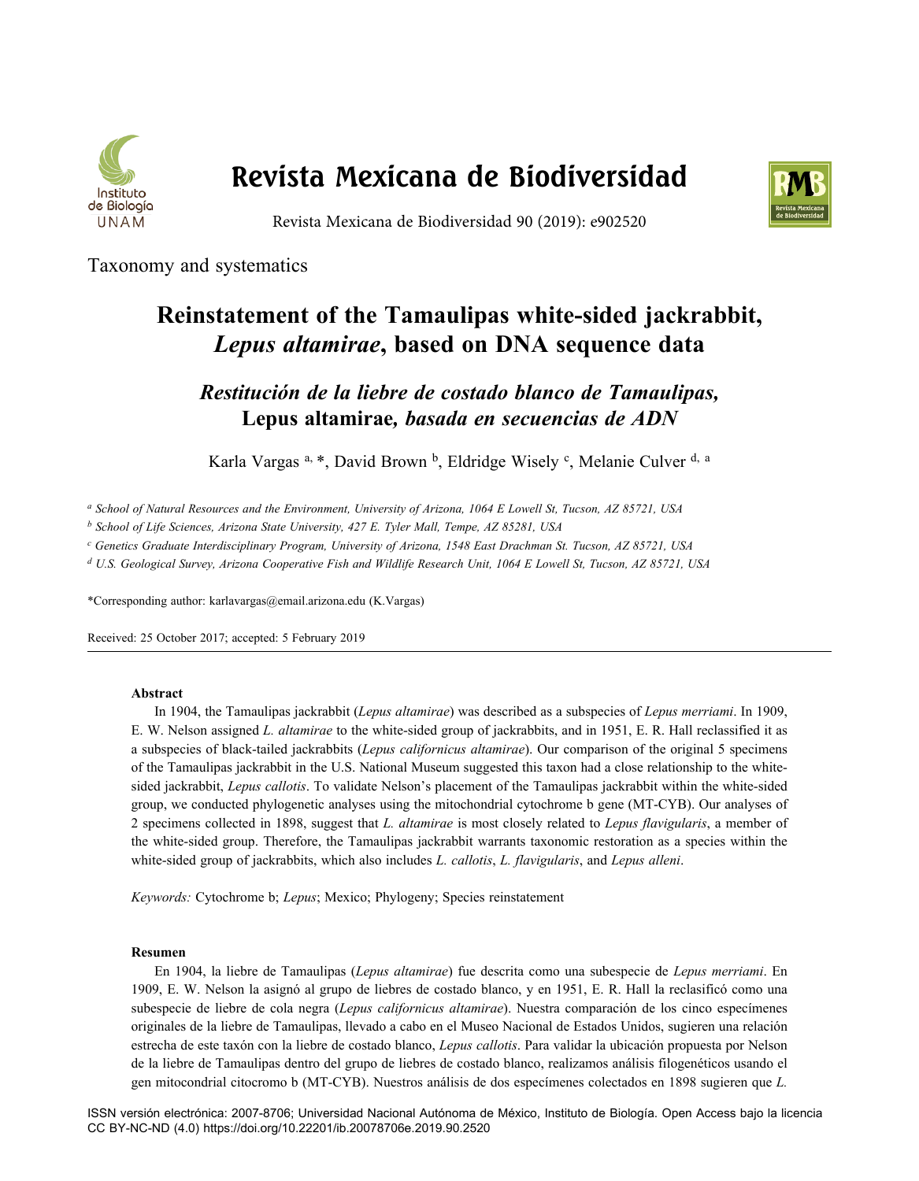Taxonomy and systematics

# Reinstatement of the Tamaulipas white-sided jackrabbit, *Lepus altamirae*, based on DNA sequence data

## *Restitución de la liebre de costado blanco de Tamaulipas,* Lepus altamirae*, basada en secuencias de ADN*

Karla Vargas [a, *], David Brown [b], Eldridge Wisely [c], Melanie Culver [d, a]

[a] *School of Natural Resources and the Environment, University of Arizona, 1064 E Lowell St, Tucson, AZ 85721, USA*

[b] *School of Life Sciences, Arizona State University, 427 E. Tyler Mall, Tempe, AZ 85281, USA*

[c] *Genetics Graduate Interdisciplinary Program, University of Arizona, 1548 East Drachman St. Tucson, AZ 85721, USA*

[d] *U.S. Geological Survey, Arizona Cooperative Fish and Wildlife Research Unit, 1064 E Lowell St, Tucson, AZ 85721, USA*

*Corresponding author: karlavargas@email.arizona.edu (K.Vargas)

Received: 25 October 2017; accepted: 5 February 2019

**Abstract**

In 1904, the Tamaulipas jackrabbit (*Lepus altamirae*) was described as a subspecies of *Lepus merriami*. In 1909, E. W. Nelson assigned *L. altamirae* to the white-sided group of jackrabbits, and in 1951, E. R. Hall reclassified it as a subspecies of black-tailed jackrabbits (*Lepus californicus altamirae*). Our comparison of the original 5 specimens of the Tamaulipas jackrabbit in the U.S. National Museum suggested this taxon had a close relationship to the white-sided jackrabbit, *Lepus callotis*. To validate Nelson's placement of the Tamaulipas jackrabbit within the white-sided group, we conducted phylogenetic analyses using the mitochondrial cytochrome b gene (MT-CYB). Our analyses of 2 specimens collected in 1898, suggest that *L. altamirae* is most closely related to *Lepus flavigularis*, a member of the white-sided group. Therefore, the Tamaulipas jackrabbit warrants taxonomic restoration as a species within the white-sided group of jackrabbits, which also includes *L. callotis*, *L. flavigularis*, and *Lepus alleni*.

*Keywords:* Cytochrome b; *Lepus*; Mexico; Phylogeny; Species reinstatement

**Resumen**

En 1904, la liebre de Tamaulipas (*Lepus altamirae*) fue descrita como una subespecie de *Lepus merriami*. En 1909, E. W. Nelson la asignó al grupo de liebres de costado blanco, y en 1951, E. R. Hall la reclasificó como una subespecie de liebre de cola negra (*Lepus californicus altamirae*). Nuestra comparación de los cinco especímenes originales de la liebre de Tamaulipas, llevado a cabo en el Museo Nacional de Estados Unidos, sugieren una relación estrecha de este taxón con la liebre de costado blanco, *Lepus callotis*. Para validar la ubicación propuesta por Nelson de la liebre de Tamaulipas dentro del grupo de liebres de costado blanco, realizamos análisis filogenéticos usando el gen mitocondrial citocromo b (MT-CYB). Nuestros análisis de dos especímenes colectados en 1898 sugieren que *L.*

ISSN versión electrónica: 2007-8706; Universidad Nacional Autónoma de México, Instituto de Biología. Open Access bajo la licencia CC BY-NC-ND (4.0) https://doi.org/10.22201/ib.20078706e.2019.90.2520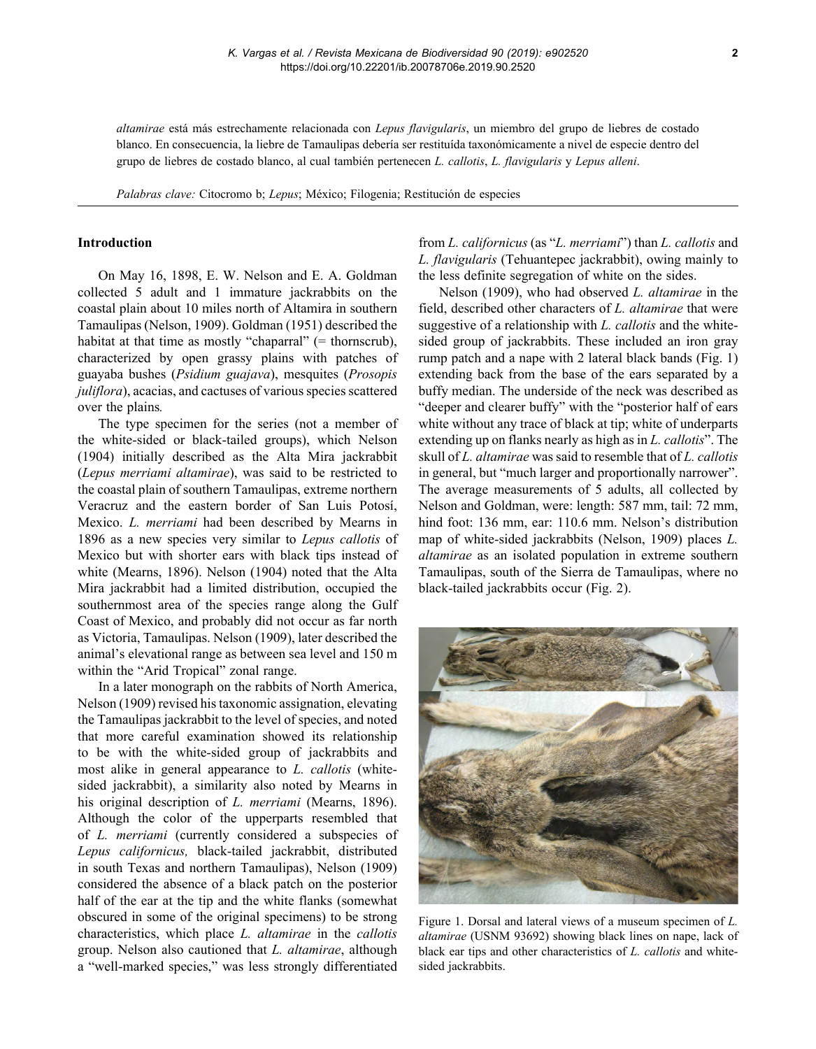*altamirae* está más estrechamente relacionada con *Lepus flavigularis*, un miembro del grupo de liebres de costado blanco. En consecuencia, la liebre de Tamaulipas debería ser restituída taxonómicamente a nivel de especie dentro del grupo de liebres de costado blanco, al cual también pertenecen *L. callotis*, *L. flavigularis* y *Lepus alleni*.

*Palabras clave:* Citocromo b; *Lepus*; México; Filogenia; Restitución de especies

## Introduction

On May 16, 1898, E. W. Nelson and E. A. Goldman collected 5 adult and 1 immature jackrabbits on the coastal plain about 10 miles north of Altamira in southern Tamaulipas (Nelson, 1909). Goldman (1951) described the habitat at that time as mostly "chaparral" (= thornscrub), characterized by open grassy plains with patches of guayaba bushes (*Psidium guajava*), mesquites (*Prosopis juliflora*), acacias, and cactuses of various species scattered over the plains.

The type specimen for the series (not a member of the white-sided or black-tailed groups), which Nelson (1904) initially described as the Alta Mira jackrabbit (*Lepus merriami altamirae*), was said to be restricted to the coastal plain of southern Tamaulipas, extreme northern Veracruz and the eastern border of San Luis Potosí, Mexico. *L. merriami* had been described by Mearns in 1896 as a new species very similar to *Lepus callotis* of Mexico but with shorter ears with black tips instead of white (Mearns, 1896). Nelson (1904) noted that the Alta Mira jackrabbit had a limited distribution, occupied the southernmost area of the species range along the Gulf Coast of Mexico, and probably did not occur as far north as Victoria, Tamaulipas. Nelson (1909), later described the animal's elevational range as between sea level and 150 m within the "Arid Tropical" zonal range.

In a later monograph on the rabbits of North America, Nelson (1909) revised his taxonomic assignation, elevating the Tamaulipas jackrabbit to the level of species, and noted that more careful examination showed its relationship to be with the white-sided group of jackrabbits and most alike in general appearance to *L. callotis* (white-sided jackrabbit), a similarity also noted by Mearns in his original description of *L. merriami* (Mearns, 1896). Although the color of the upperparts resembled that of *L. merriami* (currently considered a subspecies of *Lepus californicus,* black-tailed jackrabbit, distributed in south Texas and northern Tamaulipas), Nelson (1909) considered the absence of a black patch on the posterior half of the ear at the tip and the white flanks (somewhat obscured in some of the original specimens) to be strong characteristics, which place *L. altamirae* in the *callotis* group. Nelson also cautioned that *L. altamirae*, although a "well-marked species," was less strongly differentiated from *L. californicus* (as "*L. merriami*") than *L. callotis* and *L. flavigularis* (Tehuantepec jackrabbit), owing mainly to the less definite segregation of white on the sides.

Nelson (1909), who had observed *L. altamirae* in the field, described other characters of *L. altamirae* that were suggestive of a relationship with *L. callotis* and the white-sided group of jackrabbits. These included an iron gray rump patch and a nape with 2 lateral black bands (Fig. 1) extending back from the base of the ears separated by a buffy median. The underside of the neck was described as "deeper and clearer buffy" with the "posterior half of ears white without any trace of black at tip; white of underparts extending up on flanks nearly as high as in *L. callotis*". The skull of *L. altamirae* was said to resemble that of *L. callotis* in general, but "much larger and proportionally narrower". The average measurements of 5 adults, all collected by Nelson and Goldman, were: length: 587 mm, tail: 72 mm, hind foot: 136 mm, ear: 110.6 mm. Nelson's distribution map of white-sided jackrabbits (Nelson, 1909) places *L. altamirae* as an isolated population in extreme southern Tamaulipas, south of the Sierra de Tamaulipas, where no black-tailed jackrabbits occur (Fig. 2).

Figure 1. Dorsal and lateral views of a museum specimen of *L. altamirae* (USNM 93692) showing black lines on nape, lack of black ear tips and other characteristics of *L. callotis* and white-sided jackrabbits.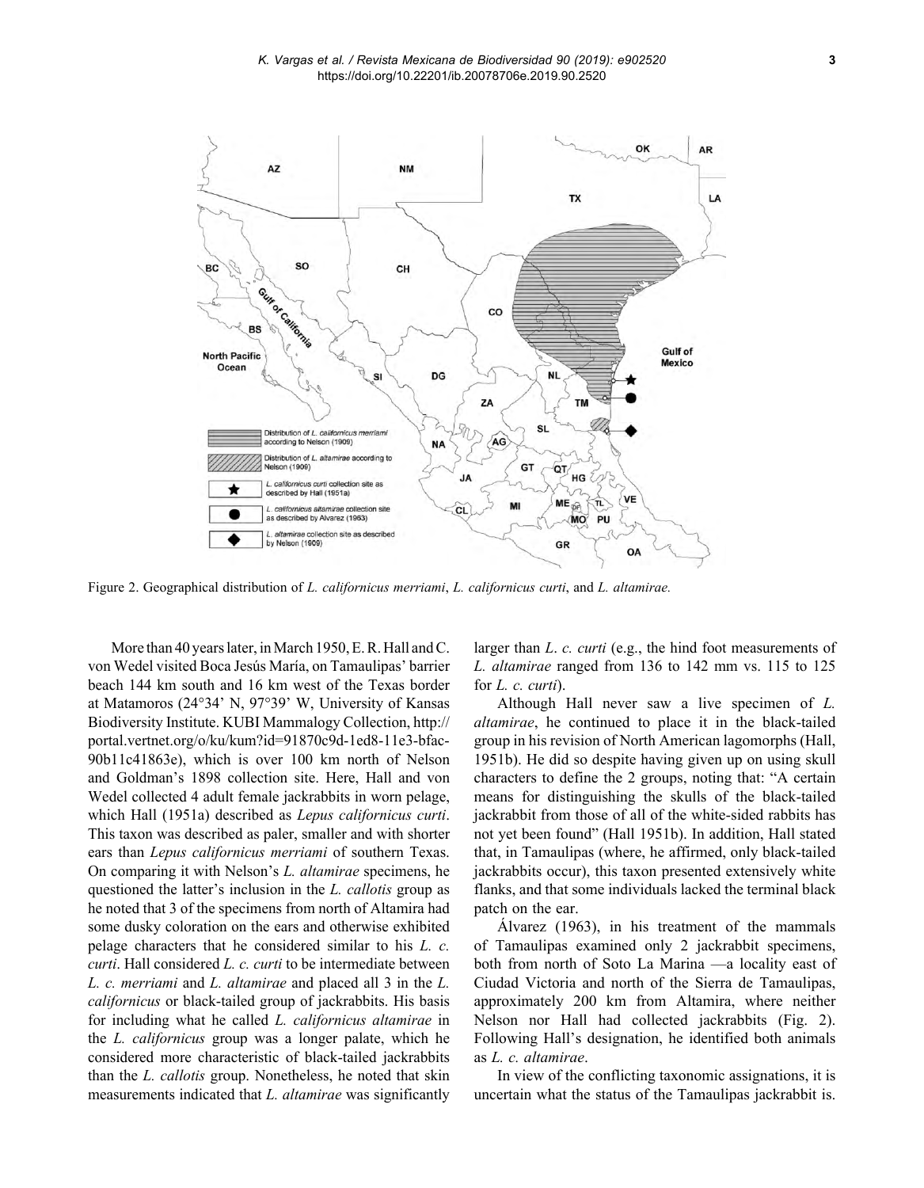Figure 2. Geographical distribution of *L. californicus merriami*, *L. californicus curti*, and *L. altamirae.*

More than 40 years later, in March 1950, E. R. Hall and C. von Wedel visited Boca Jesús María, on Tamaulipas' barrier beach 144 km south and 16 km west of the Texas border at Matamoros (24°34' N, 97°39' W, University of Kansas Biodiversity Institute. KUBI Mammalogy Collection, http://portal.vertnet.org/o/ku/kum?id=91870c9d-1ed8-11e3-bfac-90b11c41863e), which is over 100 km north of Nelson and Goldman's 1898 collection site. Here, Hall and von Wedel collected 4 adult female jackrabbits in worn pelage, which Hall (1951a) described as *Lepus californicus curti*. This taxon was described as paler, smaller and with shorter ears than *Lepus californicus merriami* of southern Texas. On comparing it with Nelson's *L. altamirae* specimens, he questioned the latter's inclusion in the *L. callotis* group as he noted that 3 of the specimens from north of Altamira had some dusky coloration on the ears and otherwise exhibited pelage characters that he considered similar to his *L. c. curti*. Hall considered *L. c. curti* to be intermediate between *L. c. merriami* and *L. altamirae* and placed all 3 in the *L. californicus* or black-tailed group of jackrabbits. His basis for including what he called *L. californicus altamirae* in the *L. californicus* group was a longer palate, which he considered more characteristic of black-tailed jackrabbits than the *L. callotis* group. Nonetheless, he noted that skin measurements indicated that *L. altamirae* was significantly larger than *L. c. curti* (e.g., the hind foot measurements of *L. altamirae* ranged from 136 to 142 mm vs. 115 to 125 for *L. c. curti*).

Although Hall never saw a live specimen of *L. altamirae*, he continued to place it in the black-tailed group in his revision of North American lagomorphs (Hall, 1951b). He did so despite having given up on using skull characters to define the 2 groups, noting that: "A certain means for distinguishing the skulls of the black-tailed jackrabbit from those of all of the white-sided rabbits has not yet been found" (Hall 1951b). In addition, Hall stated that, in Tamaulipas (where, he affirmed, only black-tailed jackrabbits occur), this taxon presented extensively white flanks, and that some individuals lacked the terminal black patch on the ear.

Álvarez (1963), in his treatment of the mammals of Tamaulipas examined only 2 jackrabbit specimens, both from north of Soto La Marina —a locality east of Ciudad Victoria and north of the Sierra de Tamaulipas, approximately 200 km from Altamira, where neither Nelson nor Hall had collected jackrabbits (Fig. 2). Following Hall's designation, he identified both animals as *L. c. altamirae*.

In view of the conflicting taxonomic assignations, it is uncertain what the status of the Tamaulipas jackrabbit is.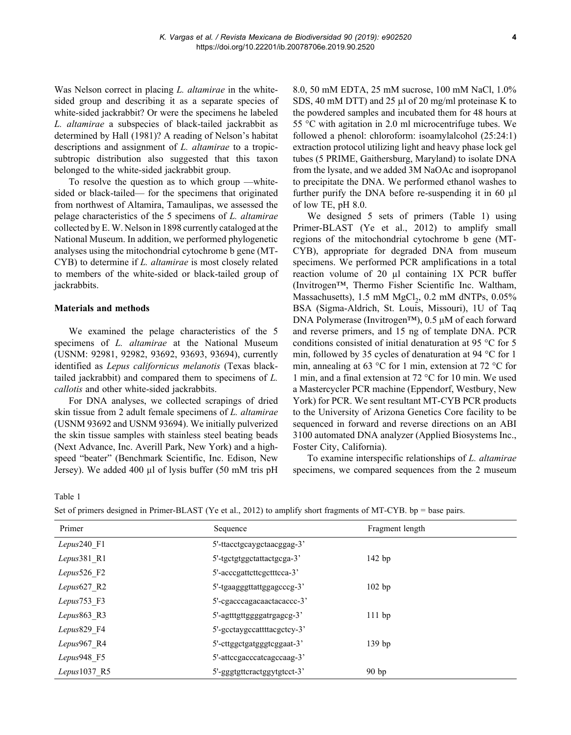Was Nelson correct in placing *L. altamirae* in the white-sided group and describing it as a separate species of white-sided jackrabbit? Or were the specimens he labeled *L. altamirae* a subspecies of black-tailed jackrabbit as determined by Hall (1981)? A reading of Nelson's habitat descriptions and assignment of *L. altamirae* to a tropic-subtropic distribution also suggested that this taxon belonged to the white-sided jackrabbit group.

To resolve the question as to which group —white-sided or black-tailed— for the specimens that originated from northwest of Altamira, Tamaulipas, we assessed the pelage characteristics of the 5 specimens of *L. altamirae* collected by E. W. Nelson in 1898 currently cataloged at the National Museum. In addition, we performed phylogenetic analyses using the mitochondrial cytochrome b gene (MT-CYB) to determine if *L. altamirae* is most closely related to members of the white-sided or black-tailed group of jackrabbits.

## Materials and methods

We examined the pelage characteristics of the 5 specimens of *L. altamirae* at the National Museum (USNM: 92981, 92982, 93692, 93693, 93694), currently identified as *Lepus californicus melanotis* (Texas black-tailed jackrabbit) and compared them to specimens of *L. callotis* and other white-sided jackrabbits.

For DNA analyses, we collected scrapings of dried skin tissue from 2 adult female specimens of *L. altamirae* (USNM 93692 and USNM 93694). We initially pulverized the skin tissue samples with stainless steel beating beads (Next Advance, Inc. Averill Park, New York) and a high-speed "beater" (Benchmark Scientific, Inc. Edison, New Jersey). We added 400 μl of lysis buffer (50 mM tris pH 8.0, 50 mM EDTA, 25 mM sucrose, 100 mM NaCl, 1.0% SDS, 40 mM DTT) and 25 μl of 20 mg/ml proteinase K to the powdered samples and incubated them for 48 hours at 55 °C with agitation in 2.0 ml microcentrifuge tubes. We followed a phenol: chloroform: isoamylalcohol (25:24:1) extraction protocol utilizing light and heavy phase lock gel tubes (5 PRIME, Gaithersburg, Maryland) to isolate DNA from the lysate, and we added 3M NaOAc and isopropanol to precipitate the DNA. We performed ethanol washes to further purify the DNA before re-suspending it in 60 μl of low TE, pH 8.0.

We designed 5 sets of primers (Table 1) using Primer-BLAST (Ye et al., 2012) to amplify small regions of the mitochondrial cytochrome b gene (MT-CYB), appropriate for degraded DNA from museum specimens. We performed PCR amplifications in a total reaction volume of 20 μl containing 1X PCR buffer (Invitrogen™, Thermo Fisher Scientific Inc. Waltham, Massachusetts), 1.5 mM $MgCl_2$, 0.2 mM dNTPs, 0.05% BSA (Sigma-Aldrich, St. Louis, Missouri), 1U of Taq DNA Polymerase (Invitrogen™), 0.5 μM of each forward and reverse primers, and 15 ng of template DNA. PCR conditions consisted of initial denaturation at 95 °C for 5 min, followed by 35 cycles of denaturation at 94 °C for 1 min, annealing at 63 °C for 1 min, extension at 72 °C for 1 min, and a final extension at 72 °C for 10 min. We used a Mastercycler PCR machine (Eppendorf, Westbury, New York) for PCR. We sent resultant MT-CYB PCR products to the University of Arizona Genetics Core facility to be sequenced in forward and reverse directions on an ABI 3100 automated DNA analyzer (Applied Biosystems Inc., Foster City, California).

To examine interspecific relationships of *L. altamirae* specimens, we compared sequences from the 2 museum

Table 1

Set of primers designed in Primer-BLAST (Ye et al., 2012) to amplify short fragments of MT-CYB. bp = base pairs.

| Primer | Sequence | Fragment length |
|---|---|---|
| *Lepus*240_F1 | 5'-ttacctgcaygctaacggag-3' | |
| *Lepus*381_R1 | 5'-tgctgtggctattactgcga-3' | 142 bp |
| *Lepus*526_F2 | 5'-acccgattcttcgctttcca-3' | |
| *Lepus*627_R2 | 5'-tgaagggttattggagcccg-3' | 102 bp |
| *Lepus*753_F3 | 5'-cgacccagacaactacaccc-3' | |
| *Lepus*863_R3 | 5'-agtttgttggggatrgagcg-3' | 111 bp |
| *Lepus*829_F4 | 5'-gcctaygccattttacgctcy-3' | |
| *Lepus*967_R4 | 5'-cttggctgatgggtcggaat-3' | 139 bp |
| *Lepus*948_F5 | 5'-attccgacccatcagccaag-3' | |
| *Lepus*1037_R5 | 5'-gggtgttcractggytgtcct-3' | 90 bp |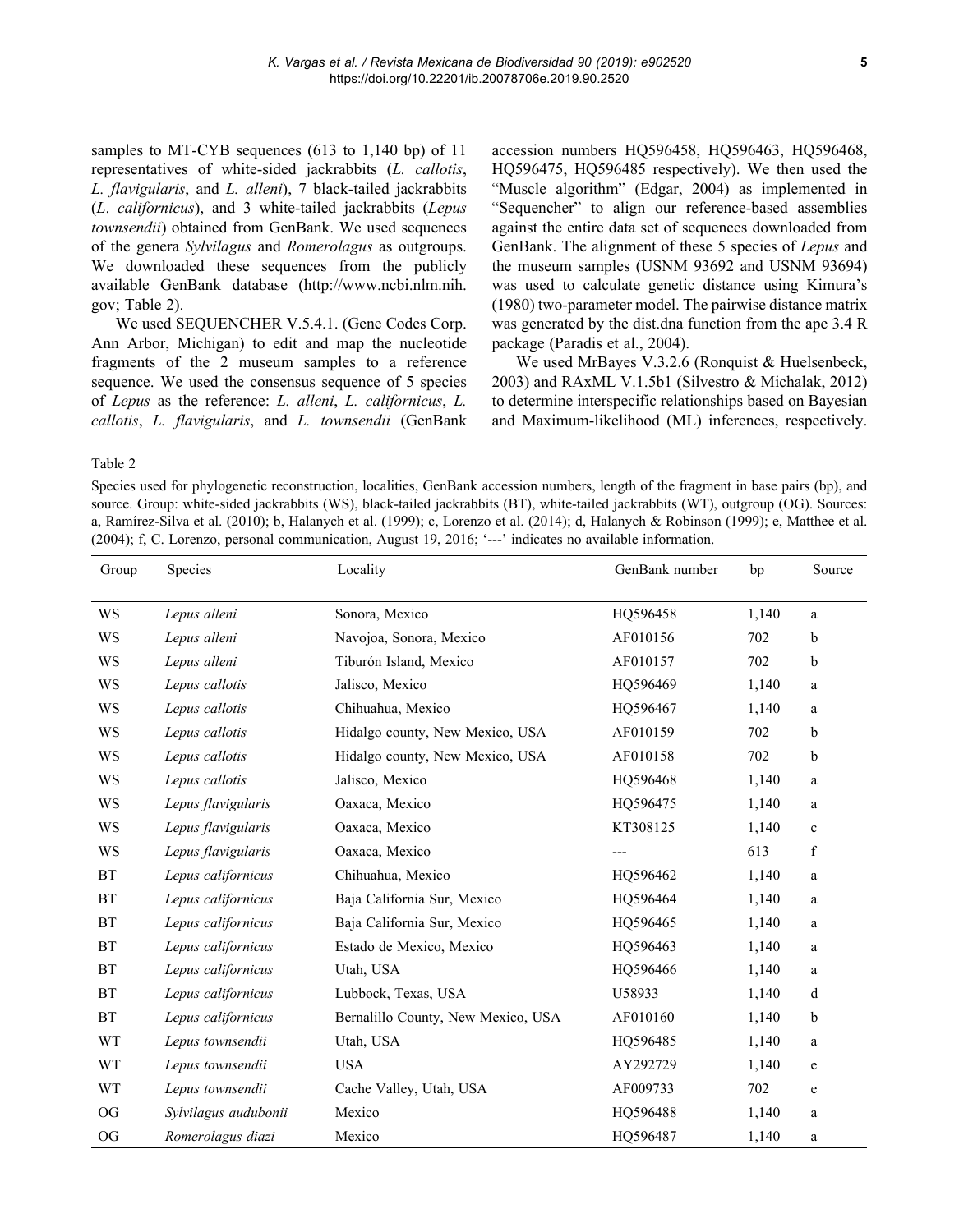samples to MT-CYB sequences (613 to 1,140 bp) of 11 representatives of white-sided jackrabbits (*L. callotis*, *L. flavigularis*, and *L. alleni*), 7 black-tailed jackrabbits (*L. californicus*), and 3 white-tailed jackrabbits (*Lepus townsendii*) obtained from GenBank. We used sequences of the genera *Sylvilagus* and *Romerolagus* as outgroups. We downloaded these sequences from the publicly available GenBank database (http://www.ncbi.nlm.nih.gov; Table 2).

We used SEQUENCHER V.5.4.1. (Gene Codes Corp. Ann Arbor, Michigan) to edit and map the nucleotide fragments of the 2 museum samples to a reference sequence. We used the consensus sequence of 5 species of *Lepus* as the reference: *L. alleni*, *L. californicus*, *L. callotis*, *L. flavigularis*, and *L. townsendii* (GenBank accession numbers HQ596458, HQ596463, HQ596468, HQ596475, HQ596485 respectively). We then used the "Muscle algorithm" (Edgar, 2004) as implemented in "Sequencher" to align our reference-based assemblies against the entire data set of sequences downloaded from GenBank. The alignment of these 5 species of *Lepus* and the museum samples (USNM 93692 and USNM 93694) was used to calculate genetic distance using Kimura's (1980) two-parameter model. The pairwise distance matrix was generated by the dist.dna function from the ape 3.4 R package (Paradis et al., 2004).

We used MrBayes V.3.2.6 (Ronquist & Huelsenbeck, 2003) and RAxML V.1.5b1 (Silvestro & Michalak, 2012) to determine interspecific relationships based on Bayesian and Maximum-likelihood (ML) inferences, respectively.

Table 2

Species used for phylogenetic reconstruction, localities, GenBank accession numbers, length of the fragment in base pairs (bp), and source. Group: white-sided jackrabbits (WS), black-tailed jackrabbits (BT), white-tailed jackrabbits (WT), outgroup (OG). Sources: a, Ramírez-Silva et al. (2010); b, Halanych et al. (1999); c, Lorenzo et al. (2014); d, Halanych & Robinson (1999); e, Matthee et al. (2004); f, C. Lorenzo, personal communication, August 19, 2016; '---' indicates no available information.

| Group | Species | Locality | GenBank number | bp | Source |
|---|---|---|---|---|---|
| WS | *Lepus alleni* | Sonora, Mexico | HQ596458 | 1,140 | a |
| WS | *Lepus alleni* | Navojoa, Sonora, Mexico | AF010156 | 702 | b |
| WS | *Lepus alleni* | Tiburón Island, Mexico | AF010157 | 702 | b |
| WS | *Lepus callotis* | Jalisco, Mexico | HQ596469 | 1,140 | a |
| WS | *Lepus callotis* | Chihuahua, Mexico | HQ596467 | 1,140 | a |
| WS | *Lepus callotis* | Hidalgo county, New Mexico, USA | AF010159 | 702 | b |
| WS | *Lepus callotis* | Hidalgo county, New Mexico, USA | AF010158 | 702 | b |
| WS | *Lepus callotis* | Jalisco, Mexico | HQ596468 | 1,140 | a |
| WS | *Lepus flavigularis* | Oaxaca, Mexico | HQ596475 | 1,140 | a |
| WS | *Lepus flavigularis* | Oaxaca, Mexico | KT308125 | 1,140 | c |
| WS | *Lepus flavigularis* | Oaxaca, Mexico | --- | 613 | f |
| BT | *Lepus californicus* | Chihuahua, Mexico | HQ596462 | 1,140 | a |
| BT | *Lepus californicus* | Baja California Sur, Mexico | HQ596464 | 1,140 | a |
| BT | *Lepus californicus* | Baja California Sur, Mexico | HQ596465 | 1,140 | a |
| BT | *Lepus californicus* | Estado de Mexico, Mexico | HQ596463 | 1,140 | a |
| BT | *Lepus californicus* | Utah, USA | HQ596466 | 1,140 | a |
| BT | *Lepus californicus* | Lubbock, Texas, USA | U58933 | 1,140 | d |
| BT | *Lepus californicus* | Bernalillo County, New Mexico, USA | AF010160 | 1,140 | b |
| WT | *Lepus townsendii* | Utah, USA | HQ596485 | 1,140 | a |
| WT | *Lepus townsendii* | USA | AY292729 | 1,140 | e |
| WT | *Lepus townsendii* | Cache Valley, Utah, USA | AF009733 | 702 | e |
| OG | *Sylvilagus audubonii* | Mexico | HQ596488 | 1,140 | a |
| OG | *Romerolagus diazi* | Mexico | HQ596487 | 1,140 | a |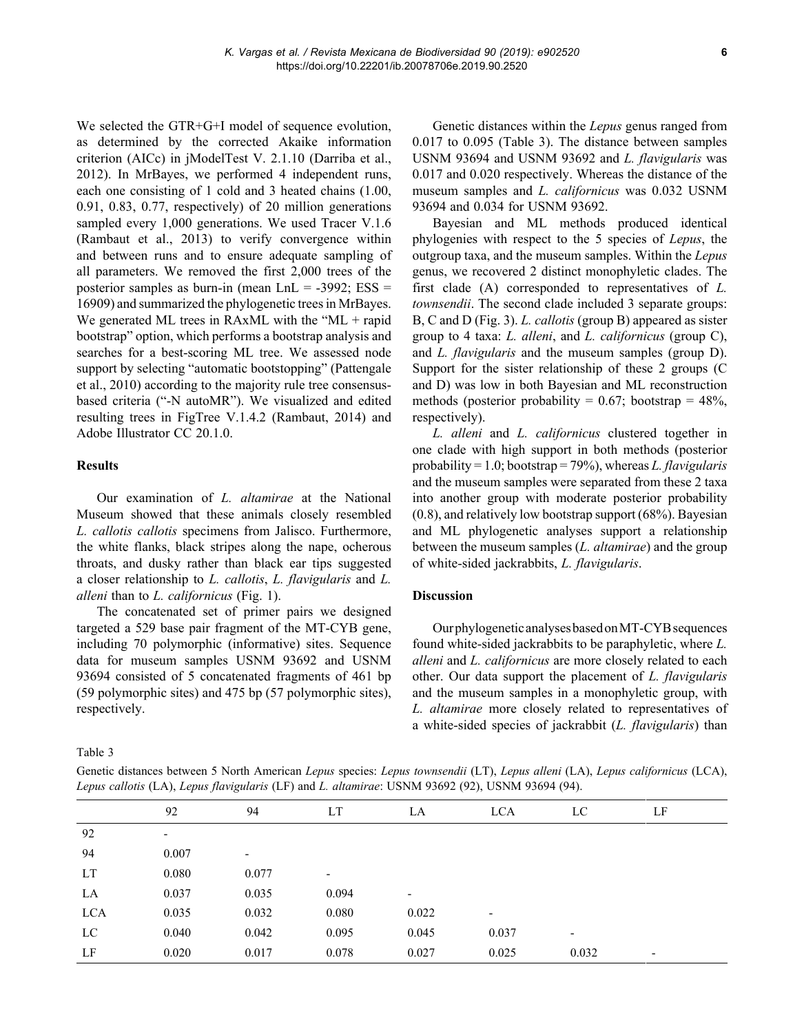We selected the GTR+G+I model of sequence evolution, as determined by the corrected Akaike information criterion (AICc) in jModelTest V. 2.1.10 (Darriba et al., 2012). In MrBayes, we performed 4 independent runs, each one consisting of 1 cold and 3 heated chains (1.00, 0.91, 0.83, 0.77, respectively) of 20 million generations sampled every 1,000 generations. We used Tracer V.1.6 (Rambaut et al., 2013) to verify convergence within and between runs and to ensure adequate sampling of all parameters. We removed the first 2,000 trees of the posterior samples as burn-in (mean LnL = -3992; ESS = 16909) and summarized the phylogenetic trees in MrBayes. We generated ML trees in RAxML with the "ML + rapid bootstrap" option, which performs a bootstrap analysis and searches for a best-scoring ML tree. We assessed node support by selecting "automatic bootstopping" (Pattengale et al., 2010) according to the majority rule tree consensus-based criteria ("-N autoMR"). We visualized and edited resulting trees in FigTree V.1.4.2 (Rambaut, 2014) and Adobe Illustrator CC 20.1.0.

## Results

Our examination of *L. altamirae* at the National Museum showed that these animals closely resembled *L. callotis callotis* specimens from Jalisco. Furthermore, the white flanks, black stripes along the nape, ocherous throats, and dusky rather than black ear tips suggested a closer relationship to *L. callotis*, *L. flavigularis* and *L. alleni* than to *L. californicus* (Fig. 1).

The concatenated set of primer pairs we designed targeted a 529 base pair fragment of the MT-CYB gene, including 70 polymorphic (informative) sites. Sequence data for museum samples USNM 93692 and USNM 93694 consisted of 5 concatenated fragments of 461 bp (59 polymorphic sites) and 475 bp (57 polymorphic sites), respectively.

Genetic distances within the *Lepus* genus ranged from 0.017 to 0.095 (Table 3). The distance between samples USNM 93694 and USNM 93692 and *L. flavigularis* was 0.017 and 0.020 respectively. Whereas the distance of the museum samples and *L. californicus* was 0.032 USNM 93694 and 0.034 for USNM 93692.

Bayesian and ML methods produced identical phylogenies with respect to the 5 species of *Lepus*, the outgroup taxa, and the museum samples. Within the *Lepus* genus, we recovered 2 distinct monophyletic clades. The first clade (A) corresponded to representatives of *L. townsendii*. The second clade included 3 separate groups: B, C and D (Fig. 3). *L. callotis* (group B) appeared as sister group to 4 taxa: *L. alleni*, and *L. californicus* (group C), and *L. flavigularis* and the museum samples (group D). Support for the sister relationship of these 2 groups (C and D) was low in both Bayesian and ML reconstruction methods (posterior probability = 0.67; bootstrap = 48%, respectively).

*L. alleni* and *L. californicus* clustered together in one clade with high support in both methods (posterior probability = 1.0; bootstrap = 79%), whereas *L. flavigularis* and the museum samples were separated from these 2 taxa into another group with moderate posterior probability (0.8), and relatively low bootstrap support (68%). Bayesian and ML phylogenetic analyses support a relationship between the museum samples (*L. altamirae*) and the group of white-sided jackrabbits, *L. flavigularis*.

## Discussion

Our phylogenetic analyses based on MT-CYB sequences found white-sided jackrabbits to be paraphyletic, where *L. alleni* and *L. californicus* are more closely related to each other. Our data support the placement of *L. flavigularis* and the museum samples in a monophyletic group, with *L. altamirae* more closely related to representatives of a white-sided species of jackrabbit (*L. flavigularis*) than

Table 3

Genetic distances between 5 North American *Lepus* species: *Lepus townsendii* (LT), *Lepus alleni* (LA), *Lepus californicus* (LCA), *Lepus callotis* (LA), *Lepus flavigularis* (LF) and *L. altamirae*: USNM 93692 (92), USNM 93694 (94).

| | 92 | 94 | LT | LA | LCA | LC | LF |
|---|---|---|---|---|---|---|---|
| 92 | - | | | | | | |
| 94 | 0.007 | - | | | | | |
| LT | 0.080 | 0.077 | - | | | | |
| LA | 0.037 | 0.035 | 0.094 | - | | | |
| LCA | 0.035 | 0.032 | 0.080 | 0.022 | - | | |
| LC | 0.040 | 0.042 | 0.095 | 0.045 | 0.037 | - | |
| LF | 0.020 | 0.017 | 0.078 | 0.027 | 0.025 | 0.032 | - |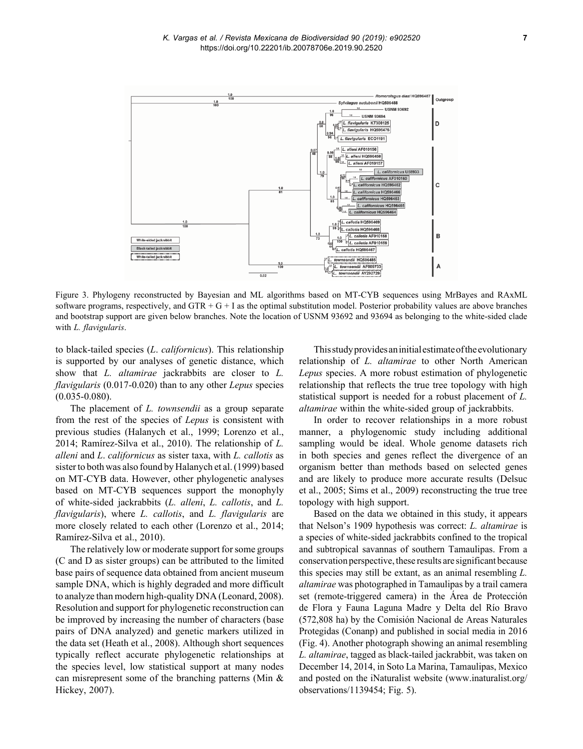Figure 3. Phylogeny reconstructed by Bayesian and ML algorithms based on MT-CYB sequences using MrBayes and RAxML software programs, respectively, and GTR + G + I as the optimal substitution model. Posterior probability values are above branches and bootstrap support are given below branches. Note the location of USNM 93692 and 93694 as belonging to the white-sided clade with *L. flavigularis*.

to black-tailed species (*L. californicus*). This relationship is supported by our analyses of genetic distance, which show that *L. altamirae* jackrabbits are closer to *L. flavigularis* (0.017-0.020) than to any other *Lepus* species (0.035-0.080).

The placement of *L. townsendii* as a group separate from the rest of the species of *Lepus* is consistent with previous studies (Halanych et al., 1999; Lorenzo et al., 2014; Ramírez-Silva et al., 2010). The relationship of *L. alleni* and *L. californicus* as sister taxa, with *L. callotis* as sister to both was also found by Halanych et al. (1999) based on MT-CYB data. However, other phylogenetic analyses based on MT-CYB sequences support the monophyly of white-sided jackrabbits (*L. alleni*, *L. callotis*, and *L. flavigularis*), where *L. callotis*, and *L. flavigularis* are more closely related to each other (Lorenzo et al., 2014; Ramírez-Silva et al., 2010).

The relatively low or moderate support for some groups (C and D as sister groups) can be attributed to the limited base pairs of sequence data obtained from ancient museum sample DNA, which is highly degraded and more difficult to analyze than modern high-quality DNA (Leonard, 2008). Resolution and support for phylogenetic reconstruction can be improved by increasing the number of characters (base pairs of DNA analyzed) and genetic markers utilized in the data set (Heath et al., 2008). Although short sequences typically reflect accurate phylogenetic relationships at the species level, low statistical support at many nodes can misrepresent some of the branching patterns (Min & Hickey, 2007).

This study provides an initial estimate of the evolutionary relationship of *L. altamirae* to other North American *Lepus* species. A more robust estimation of phylogenetic relationship that reflects the true tree topology with high statistical support is needed for a robust placement of *L. altamirae* within the white-sided group of jackrabbits.

In order to recover relationships in a more robust manner, a phylogenomic study including additional sampling would be ideal. Whole genome datasets rich in both species and genes reflect the divergence of an organism better than methods based on selected genes and are likely to produce more accurate results (Delsuc et al., 2005; Sims et al., 2009) reconstructing the true tree topology with high support.

Based on the data we obtained in this study, it appears that Nelson's 1909 hypothesis was correct: *L. altamirae* is a species of white-sided jackrabbits confined to the tropical and subtropical savannas of southern Tamaulipas. From a conservation perspective, these results are significant because this species may still be extant, as an animal resembling *L. altamirae* was photographed in Tamaulipas by a trail camera set (remote-triggered camera) in the Área de Protección de Flora y Fauna Laguna Madre y Delta del Río Bravo (572,808 ha) by the Comisión Nacional de Areas Naturales Protegidas (Conanp) and published in social media in 2016 (Fig. 4). Another photograph showing an animal resembling *L. altamirae*, tagged as black-tailed jackrabbit, was taken on December 14, 2014, in Soto La Marina, Tamaulipas, Mexico and posted on the iNaturalist website (www.inaturalist.org/observations/1139454; Fig. 5).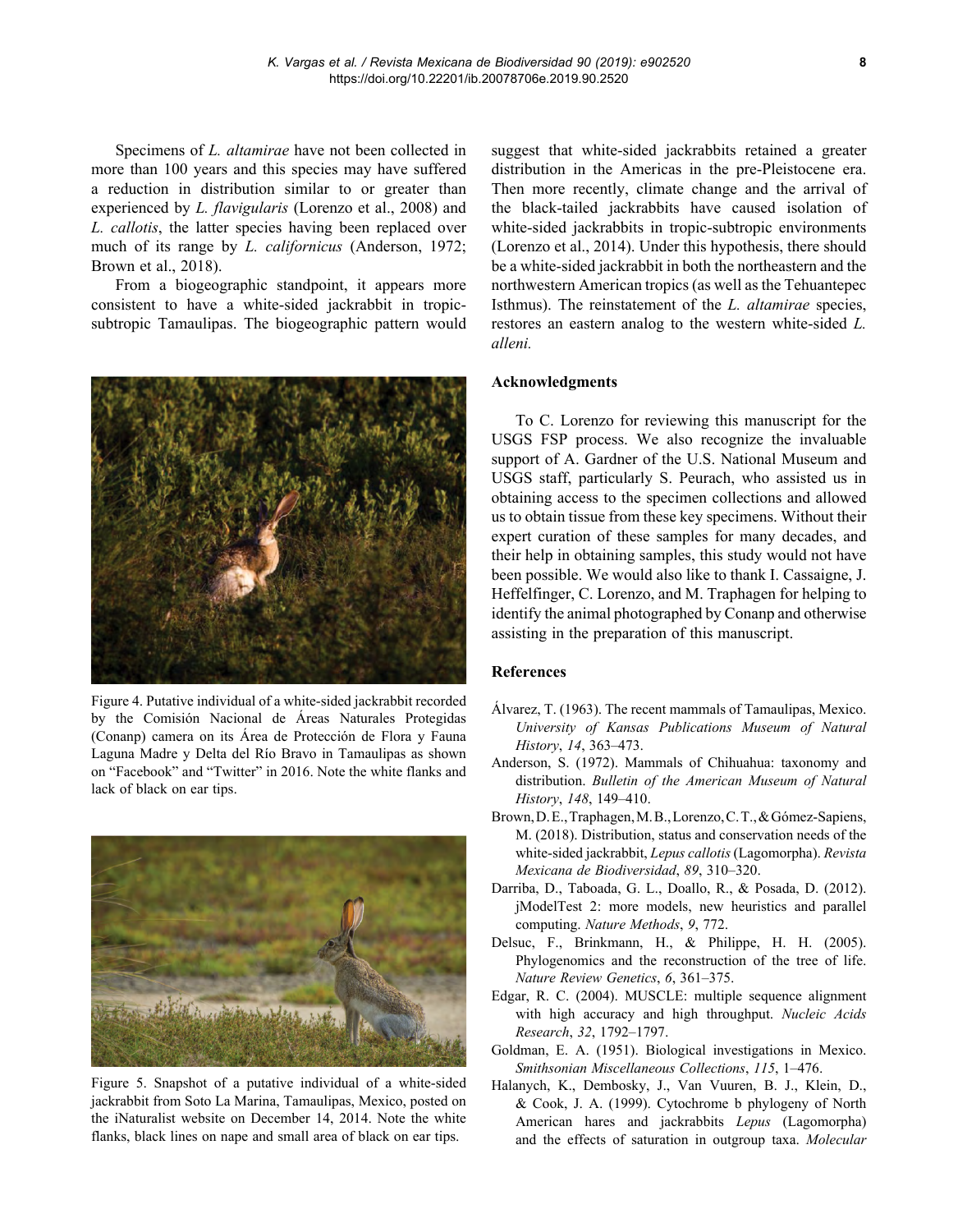Specimens of *L. altamirae* have not been collected in more than 100 years and this species may have suffered a reduction in distribution similar to or greater than experienced by *L. flavigularis* (Lorenzo et al., 2008) and *L. callotis*, the latter species having been replaced over much of its range by *L. californicus* (Anderson, 1972; Brown et al., 2018).

From a biogeographic standpoint, it appears more consistent to have a white-sided jackrabbit in tropic-subtropic Tamaulipas. The biogeographic pattern would suggest that white-sided jackrabbits retained a greater distribution in the Americas in the pre-Pleistocene era. Then more recently, climate change and the arrival of the black-tailed jackrabbits have caused isolation of white-sided jackrabbits in tropic-subtropic environments (Lorenzo et al., 2014). Under this hypothesis, there should be a white-sided jackrabbit in both the northeastern and the northwestern American tropics (as well as the Tehuantepec Isthmus). The reinstatement of the *L. altamirae* species, restores an eastern analog to the western white-sided *L. alleni.*

Figure 4. Putative individual of a white-sided jackrabbit recorded by the Comisión Nacional de Áreas Naturales Protegidas (Conanp) camera on its Área de Protección de Flora y Fauna Laguna Madre y Delta del Río Bravo in Tamaulipas as shown on "Facebook" and "Twitter" in 2016. Note the white flanks and lack of black on ear tips.

Figure 5. Snapshot of a putative individual of a white-sided jackrabbit from Soto La Marina, Tamaulipas, Mexico, posted on the iNaturalist website on December 14, 2014. Note the white flanks, black lines on nape and small area of black on ear tips.

## Acknowledgments

To C. Lorenzo for reviewing this manuscript for the USGS FSP process. We also recognize the invaluable support of A. Gardner of the U.S. National Museum and USGS staff, particularly S. Peurach, who assisted us in obtaining access to the specimen collections and allowed us to obtain tissue from these key specimens. Without their expert curation of these samples for many decades, and their help in obtaining samples, this study would not have been possible. We would also like to thank I. Cassaigne, J. Heffelfinger, C. Lorenzo, and M. Traphagen for helping to identify the animal photographed by Conanp and otherwise assisting in the preparation of this manuscript.

## References

Álvarez, T. (1963). The recent mammals of Tamaulipas, Mexico. *University of Kansas Publications Museum of Natural History*, *14*, 363–473.

Anderson, S. (1972). Mammals of Chihuahua: taxonomy and distribution. *Bulletin of the American Museum of Natural History*, *148*, 149–410.

Brown, D. E., Traphagen, M. B., Lorenzo, C. T., & Gómez-Sapiens, M. (2018). Distribution, status and conservation needs of the white-sided jackrabbit, *Lepus callotis* (Lagomorpha). *Revista Mexicana de Biodiversidad*, *89*, 310–320.

Darriba, D., Taboada, G. L., Doallo, R., & Posada, D. (2012). jModelTest 2: more models, new heuristics and parallel computing. *Nature Methods*, *9*, 772.

Delsuc, F., Brinkmann, H., & Philippe, H. H. (2005). Phylogenomics and the reconstruction of the tree of life. *Nature Review Genetics*, *6*, 361–375.

Edgar, R. C. (2004). MUSCLE: multiple sequence alignment with high accuracy and high throughput. *Nucleic Acids Research*, *32*, 1792–1797.

Goldman, E. A. (1951). Biological investigations in Mexico. *Smithsonian Miscellaneous Collections*, *115*, 1–476.

Halanych, K., Dembosky, J., Van Vuuren, B. J., Klein, D., & Cook, J. A. (1999). Cytochrome b phylogeny of North American hares and jackrabbits *Lepus* (Lagomorpha) and the effects of saturation in outgroup taxa. *Molecular*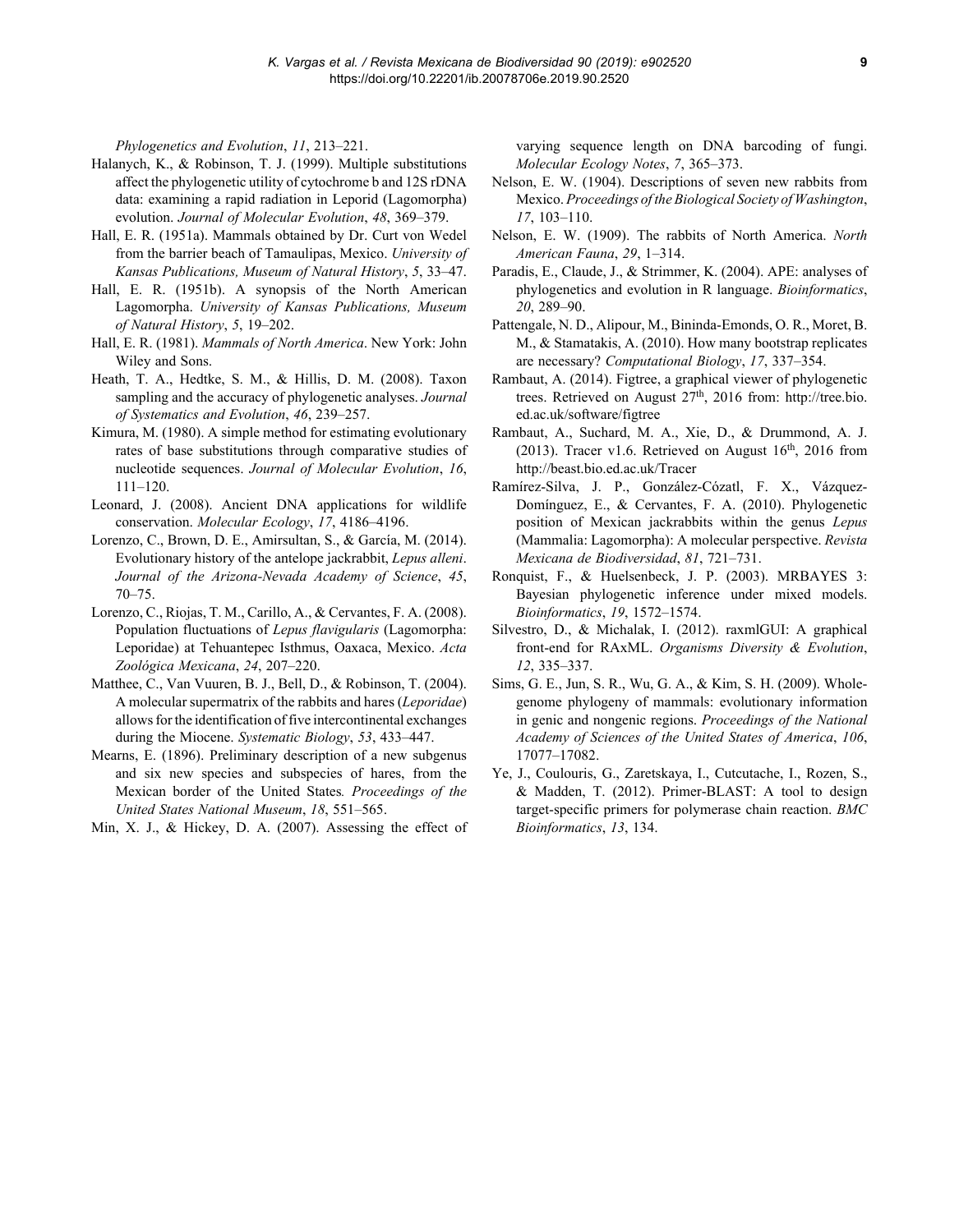*Phylogenetics and Evolution*, *11*, 213–221.

Halanych, K., & Robinson, T. J. (1999). Multiple substitutions affect the phylogenetic utility of cytochrome b and 12S rDNA data: examining a rapid radiation in Leporid (Lagomorpha) evolution. *Journal of Molecular Evolution*, *48*, 369–379.

Hall, E. R. (1951a). Mammals obtained by Dr. Curt von Wedel from the barrier beach of Tamaulipas, Mexico. *University of Kansas Publications, Museum of Natural History*, *5*, 33–47.

Hall, E. R. (1951b). A synopsis of the North American Lagomorpha. *University of Kansas Publications, Museum of Natural History*, *5*, 19–202.

Hall, E. R. (1981). *Mammals of North America*. New York: John Wiley and Sons.

Heath, T. A., Hedtke, S. M., & Hillis, D. M. (2008). Taxon sampling and the accuracy of phylogenetic analyses. *Journal of Systematics and Evolution*, *46*, 239–257.

Kimura, M. (1980). A simple method for estimating evolutionary rates of base substitutions through comparative studies of nucleotide sequences. *Journal of Molecular Evolution*, *16*, 111–120.

Leonard, J. (2008). Ancient DNA applications for wildlife conservation. *Molecular Ecology*, *17*, 4186–4196.

Lorenzo, C., Brown, D. E., Amirsultan, S., & García, M. (2014). Evolutionary history of the antelope jackrabbit, *Lepus alleni*. *Journal of the Arizona-Nevada Academy of Science*, *45*, 70–75.

Lorenzo, C., Riojas, T. M., Carillo, A., & Cervantes, F. A. (2008). Population fluctuations of *Lepus flavigularis* (Lagomorpha: Leporidae) at Tehuantepec Isthmus, Oaxaca, Mexico. *Acta Zoológica Mexicana*, *24*, 207–220.

Matthee, C., Van Vuuren, B. J., Bell, D., & Robinson, T. (2004). A molecular supermatrix of the rabbits and hares (*Leporidae*) allows for the identification of five intercontinental exchanges during the Miocene. *Systematic Biology*, *53*, 433–447.

Mearns, E. (1896). Preliminary description of a new subgenus and six new species and subspecies of hares, from the Mexican border of the United States*. Proceedings of the United States National Museum*, *18*, 551–565.

Min, X. J., & Hickey, D. A. (2007). Assessing the effect of varying sequence length on DNA barcoding of fungi. *Molecular Ecology Notes*, *7*, 365–373.

Nelson, E. W. (1904). Descriptions of seven new rabbits from Mexico. *Proceedings of the Biological Society of Washington*, *17*, 103–110.

Nelson, E. W. (1909). The rabbits of North America. *North American Fauna*, *29*, 1–314.

Paradis, E., Claude, J., & Strimmer, K. (2004). APE: analyses of phylogenetics and evolution in R language. *Bioinformatics*, *20*, 289–90.

Pattengale, N. D., Alipour, M., Bininda-Emonds, O. R., Moret, B. M., & Stamatakis, A. (2010). How many bootstrap replicates are necessary? *Computational Biology*, *17*, 337–354.

Rambaut, A. (2014). Figtree, a graphical viewer of phylogenetic trees. Retrieved on August 27th, 2016 from: http://tree.bio.ed.ac.uk/software/figtree

Rambaut, A., Suchard, M. A., Xie, D., & Drummond, A. J. (2013). Tracer v1.6. Retrieved on August 16th, 2016 from http://beast.bio.ed.ac.uk/Tracer

Ramírez-Silva, J. P., González-Cózatl, F. X., Vázquez-Domínguez, E., & Cervantes, F. A. (2010). Phylogenetic position of Mexican jackrabbits within the genus *Lepus* (Mammalia: Lagomorpha): A molecular perspective. *Revista Mexicana de Biodiversidad*, *81*, 721–731.

Ronquist, F., & Huelsenbeck, J. P. (2003). MRBAYES 3: Bayesian phylogenetic inference under mixed models. *Bioinformatics*, *19*, 1572–1574.

Silvestro, D., & Michalak, I. (2012). raxmlGUI: A graphical front-end for RAxML. *Organisms Diversity & Evolution*, *12*, 335–337.

Sims, G. E., Jun, S. R., Wu, G. A., & Kim, S. H. (2009). Whole-genome phylogeny of mammals: evolutionary information in genic and nongenic regions. *Proceedings of the National Academy of Sciences of the United States of America*, *106*, 17077–17082.

Ye, J., Coulouris, G., Zaretskaya, I., Cutcutache, I., Rozen, S., & Madden, T. (2012). Primer-BLAST: A tool to design target-specific primers for polymerase chain reaction. *BMC Bioinformatics*, *13*, 134.